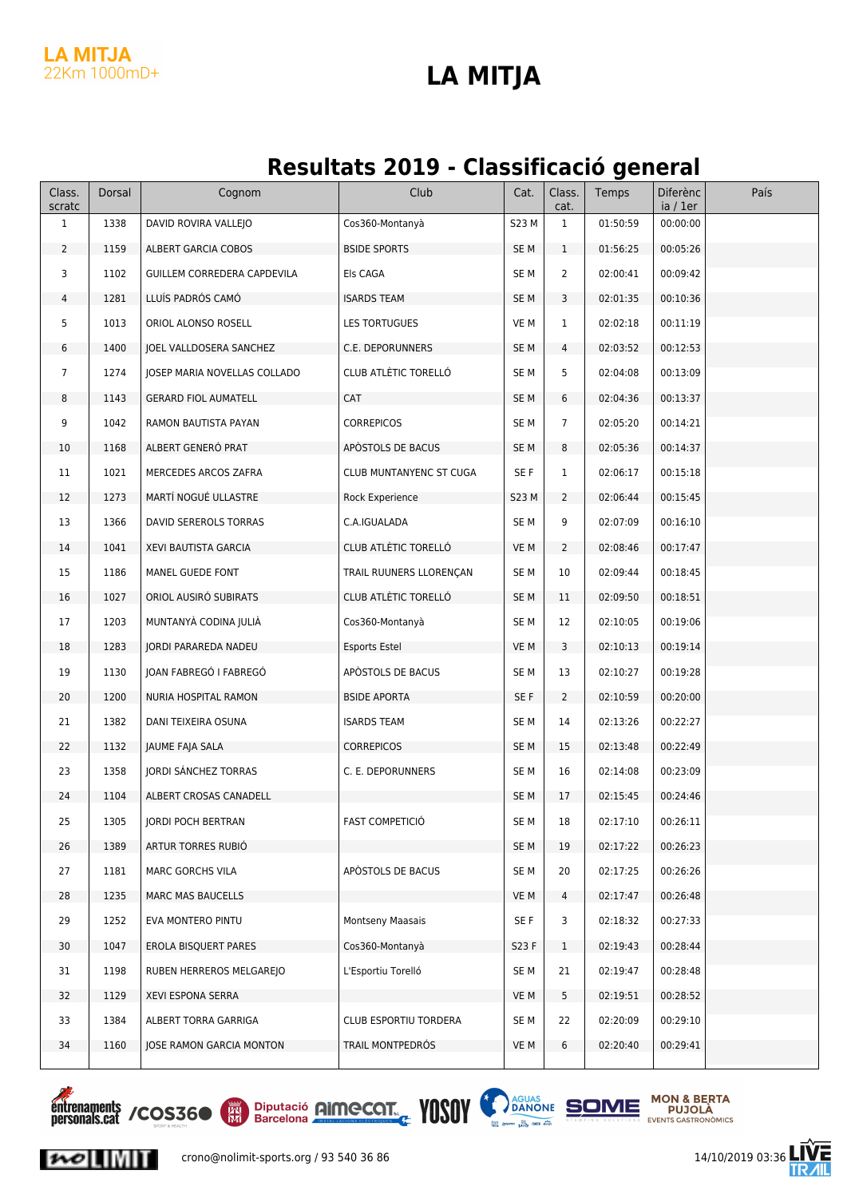LA MITJA
22Km 1000mD+

# LA MITJA

## Resultats 2019 - Classificació general

| Class. scratc | Dorsal | Cognom | Club | Cat. | Class. cat. | Temps | Diferència / 1er | País |
|---|---|---|---|---|---|---|---|---|
| 1 | 1338 | DAVID ROVIRA VALLEJO | Cos360-Montanyà | S23 M | 1 | 01:50:59 | 00:00:00 | |
| 2 | 1159 | ALBERT GARCIA COBOS | BSIDE SPORTS | SE M | 1 | 01:56:25 | 00:05:26 | |
| 3 | 1102 | GUILLEM CORREDERA CAPDEVILA | Els CAGA | SE M | 2 | 02:00:41 | 00:09:42 | |
| 4 | 1281 | LLUÍS PADRÓS CAMÓ | ISARDS TEAM | SE M | 3 | 02:01:35 | 00:10:36 | |
| 5 | 1013 | ORIOL ALONSO ROSELL | LES TORTUGUES | VE M | 1 | 02:02:18 | 00:11:19 | |
| 6 | 1400 | JOEL VALLDOSERA SANCHEZ | C.E. DEPORUNNERS | SE M | 4 | 02:03:52 | 00:12:53 | |
| 7 | 1274 | JOSEP MARIA NOVELLAS COLLADO | CLUB ATLÈTIC TORELLÓ | SE M | 5 | 02:04:08 | 00:13:09 | |
| 8 | 1143 | GERARD FIOL AUMATELL | CAT | SE M | 6 | 02:04:36 | 00:13:37 | |
| 9 | 1042 | RAMON BAUTISTA PAYAN | CORREPICOS | SE M | 7 | 02:05:20 | 00:14:21 | |
| 10 | 1168 | ALBERT GENERÓ PRAT | APÒSTOLS DE BACUS | SE M | 8 | 02:05:36 | 00:14:37 | |
| 11 | 1021 | MERCEDES ARCOS ZAFRA | CLUB MUNTANYENC ST CUGA | SE F | 1 | 02:06:17 | 00:15:18 | |
| 12 | 1273 | MARTÍ NOGUÉ ULLASTRE | Rock Experience | S23 M | 2 | 02:06:44 | 00:15:45 | |
| 13 | 1366 | DAVID SEREROLS TORRAS | C.A.IGUALADA | SE M | 9 | 02:07:09 | 00:16:10 | |
| 14 | 1041 | XEVI BAUTISTA GARCIA | CLUB ATLÈTIC TORELLÓ | VE M | 2 | 02:08:46 | 00:17:47 | |
| 15 | 1186 | MANEL GUEDE FONT | TRAIL RUUNERS LLORENÇAN | SE M | 10 | 02:09:44 | 00:18:45 | |
| 16 | 1027 | ORIOL AUSIRÓ SUBIRATS | CLUB ATLÈTIC TORELLÓ | SE M | 11 | 02:09:50 | 00:18:51 | |
| 17 | 1203 | MUNTANYÀ CODINA JULIÀ | Cos360-Montanyà | SE M | 12 | 02:10:05 | 00:19:06 | |
| 18 | 1283 | JORDI PARAREDA NADEU | Esports Estel | VE M | 3 | 02:10:13 | 00:19:14 | |
| 19 | 1130 | JOAN FABREGÓ I FABREGÓ | APÒSTOLS DE BACUS | SE M | 13 | 02:10:27 | 00:19:28 | |
| 20 | 1200 | NURIA HOSPITAL RAMON | BSIDE APORTA | SE F | 2 | 02:10:59 | 00:20:00 | |
| 21 | 1382 | DANI TEIXEIRA OSUNA | ISARDS TEAM | SE M | 14 | 02:13:26 | 00:22:27 | |
| 22 | 1132 | JAUME FAJA SALA | CORREPICOS | SE M | 15 | 02:13:48 | 00:22:49 | |
| 23 | 1358 | JORDI SÁNCHEZ TORRAS | C. E. DEPORUNNERS | SE M | 16 | 02:14:08 | 00:23:09 | |
| 24 | 1104 | ALBERT CROSAS CANADELL | | SE M | 17 | 02:15:45 | 00:24:46 | |
| 25 | 1305 | JORDI POCH BERTRAN | FAST COMPETICIÓ | SE M | 18 | 02:17:10 | 00:26:11 | |
| 26 | 1389 | ARTUR TORRES RUBIÓ | | SE M | 19 | 02:17:22 | 00:26:23 | |
| 27 | 1181 | MARC GORCHS VILA | APÒSTOLS DE BACUS | SE M | 20 | 02:17:25 | 00:26:26 | |
| 28 | 1235 | MARC MAS BAUCELLS | | VE M | 4 | 02:17:47 | 00:26:48 | |
| 29 | 1252 | EVA MONTERO PINTU | Montseny Maasais | SE F | 3 | 02:18:32 | 00:27:33 | |
| 30 | 1047 | EROLA BISQUERT PARES | Cos360-Montanyà | S23 F | 1 | 02:19:43 | 00:28:44 | |
| 31 | 1198 | RUBEN HERREROS MELGAREJO | L'Esportiu Torelló | SE M | 21 | 02:19:47 | 00:28:48 | |
| 32 | 1129 | XEVI ESPONA SERRA | | VE M | 5 | 02:19:51 | 00:28:52 | |
| 33 | 1384 | ALBERT TORRA GARRIGA | CLUB ESPORTIU TORDERA | SE M | 22 | 02:20:09 | 00:29:10 | |
| 34 | 1160 | JOSE RAMON GARCIA MONTON | TRAIL MONTPEDRÓS | VE M | 6 | 02:20:40 | 00:29:41 | |

crono@nolimit-sports.org / 93 540 36 86

14/10/2019 03:36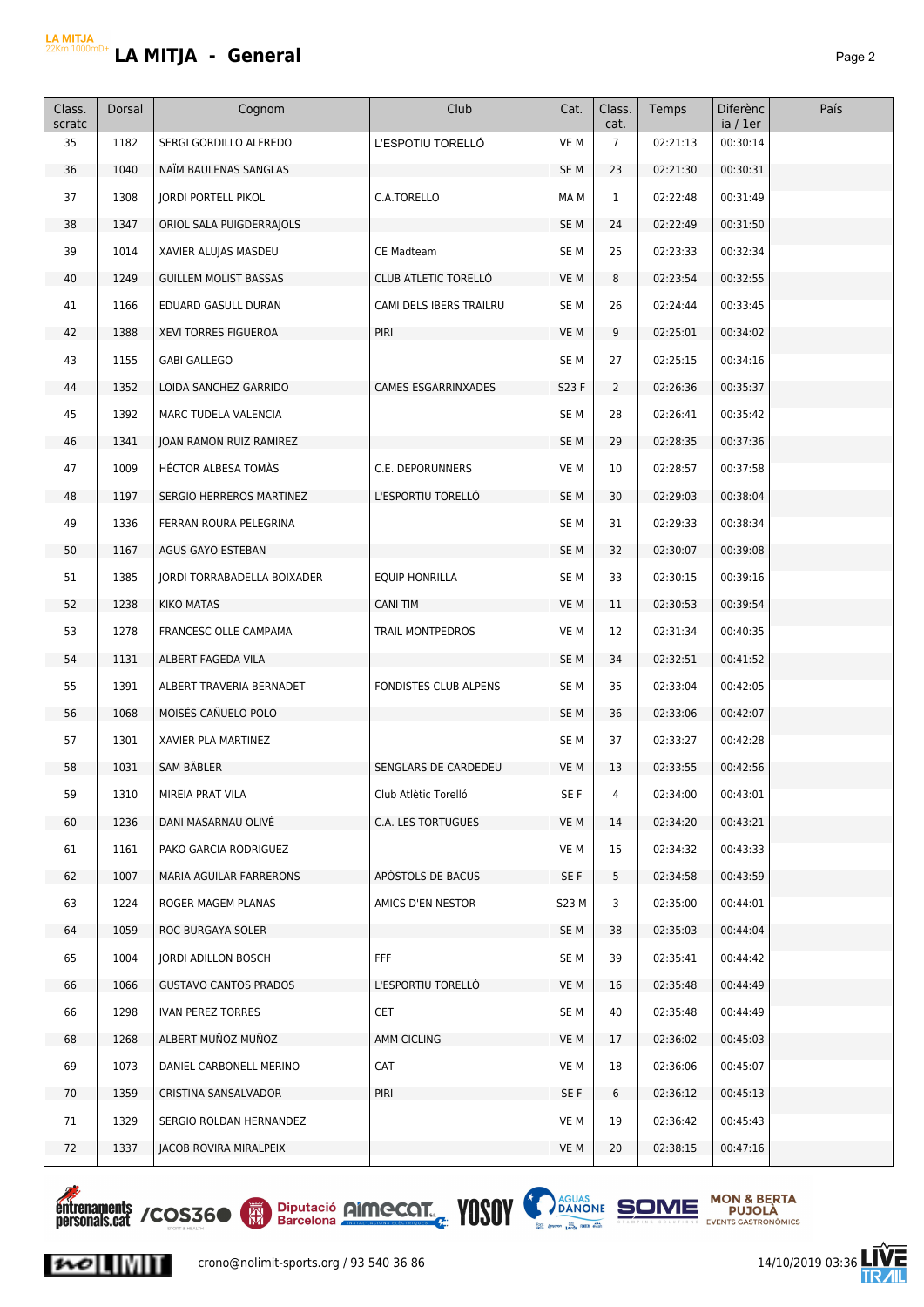# LA MITJA - General

| Class. scratc | Dorsal | Cognom | Club | Cat. | Class. cat. | Temps | Diferència / 1er | País |
|---|---|---|---|---|---|---|---|---|
| 35 | 1182 | SERGI GORDILLO ALFREDO | L'ESPOTIU TORELLÓ | VE M | 7 | 02:21:13 | 00:30:14 | |
| 36 | 1040 | NAÏM BAULENAS SANGLAS | | SE M | 23 | 02:21:30 | 00:30:31 | |
| 37 | 1308 | JORDI PORTELL PIKOL | C.A.TORELLO | MA M | 1 | 02:22:48 | 00:31:49 | |
| 38 | 1347 | ORIOL SALA PUIGDERRAJOLS | | SE M | 24 | 02:22:49 | 00:31:50 | |
| 39 | 1014 | XAVIER ALUJAS MASDEU | CE Madteam | SE M | 25 | 02:23:33 | 00:32:34 | |
| 40 | 1249 | GUILLEM MOLIST BASSAS | CLUB ATLETIC TORELLÓ | VE M | 8 | 02:23:54 | 00:32:55 | |
| 41 | 1166 | EDUARD GASULL DURAN | CAMI DELS IBERS TRAILRU | SE M | 26 | 02:24:44 | 00:33:45 | |
| 42 | 1388 | XEVI TORRES FIGUEROA | PIRI | VE M | 9 | 02:25:01 | 00:34:02 | |
| 43 | 1155 | GABI GALLEGO | | SE M | 27 | 02:25:15 | 00:34:16 | |
| 44 | 1352 | LOIDA SANCHEZ GARRIDO | CAMES ESGARRINXADES | S23 F | 2 | 02:26:36 | 00:35:37 | |
| 45 | 1392 | MARC TUDELA VALENCIA | | SE M | 28 | 02:26:41 | 00:35:42 | |
| 46 | 1341 | JOAN RAMON RUIZ RAMIREZ | | SE M | 29 | 02:28:35 | 00:37:36 | |
| 47 | 1009 | HÉCTOR ALBESA TOMÀS | C.E. DEPORUNNERS | VE M | 10 | 02:28:57 | 00:37:58 | |
| 48 | 1197 | SERGIO HERREROS MARTINEZ | L'ESPORTIU TORELLÓ | SE M | 30 | 02:29:03 | 00:38:04 | |
| 49 | 1336 | FERRAN ROURA PELEGRINA | | SE M | 31 | 02:29:33 | 00:38:34 | |
| 50 | 1167 | AGUS GAYO ESTEBAN | | SE M | 32 | 02:30:07 | 00:39:08 | |
| 51 | 1385 | JORDI TORRABADELLA BOIXADER | EQUIP HONRILLA | SE M | 33 | 02:30:15 | 00:39:16 | |
| 52 | 1238 | KIKO MATAS | CANI TIM | VE M | 11 | 02:30:53 | 00:39:54 | |
| 53 | 1278 | FRANCESC OLLE CAMPAMA | TRAIL MONTPEDROS | VE M | 12 | 02:31:34 | 00:40:35 | |
| 54 | 1131 | ALBERT FAGEDA VILA | | SE M | 34 | 02:32:51 | 00:41:52 | |
| 55 | 1391 | ALBERT TRAVERIA BERNADET | FONDISTES CLUB ALPENS | SE M | 35 | 02:33:04 | 00:42:05 | |
| 56 | 1068 | MOISÉS CAÑUELO POLO | | SE M | 36 | 02:33:06 | 00:42:07 | |
| 57 | 1301 | XAVIER PLA MARTINEZ | | SE M | 37 | 02:33:27 | 00:42:28 | |
| 58 | 1031 | SAM BÄBLER | SENGLARS DE CARDEDEU | VE M | 13 | 02:33:55 | 00:42:56 | |
| 59 | 1310 | MIREIA PRAT VILA | Club Atlètic Torelló | SE F | 4 | 02:34:00 | 00:43:01 | |
| 60 | 1236 | DANI MASARNAU OLIVÉ | C.A. LES TORTUGUES | VE M | 14 | 02:34:20 | 00:43:21 | |
| 61 | 1161 | PAKO GARCIA RODRIGUEZ | | VE M | 15 | 02:34:32 | 00:43:33 | |
| 62 | 1007 | MARIA AGUILAR FARRERONS | APÒSTOLS DE BACUS | SE F | 5 | 02:34:58 | 00:43:59 | |
| 63 | 1224 | ROGER MAGEM PLANAS | AMICS D'EN NESTOR | S23 M | 3 | 02:35:00 | 00:44:01 | |
| 64 | 1059 | ROC BURGAYA SOLER | | SE M | 38 | 02:35:03 | 00:44:04 | |
| 65 | 1004 | JORDI ADILLON BOSCH | FFF | SE M | 39 | 02:35:41 | 00:44:42 | |
| 66 | 1066 | GUSTAVO CANTOS PRADOS | L'ESPORTIU TORELLÓ | VE M | 16 | 02:35:48 | 00:44:49 | |
| 66 | 1298 | IVAN PEREZ TORRES | CET | SE M | 40 | 02:35:48 | 00:44:49 | |
| 68 | 1268 | ALBERT MUÑOZ MUÑOZ | AMM CICLING | VE M | 17 | 02:36:02 | 00:45:03 | |
| 69 | 1073 | DANIEL CARBONELL MERINO | CAT | VE M | 18 | 02:36:06 | 00:45:07 | |
| 70 | 1359 | CRISTINA SANSALVADOR | PIRI | SE F | 6 | 02:36:12 | 00:45:13 | |
| 71 | 1329 | SERGIO ROLDAN HERNANDEZ | | VE M | 19 | 02:36:42 | 00:45:43 | |
| 72 | 1337 | JACOB ROVIRA MIRALPEIX | | VE M | 20 | 02:38:15 | 00:47:16 | |

crono@nolimit-sports.org / 93 540 36 86

14/10/2019 03:36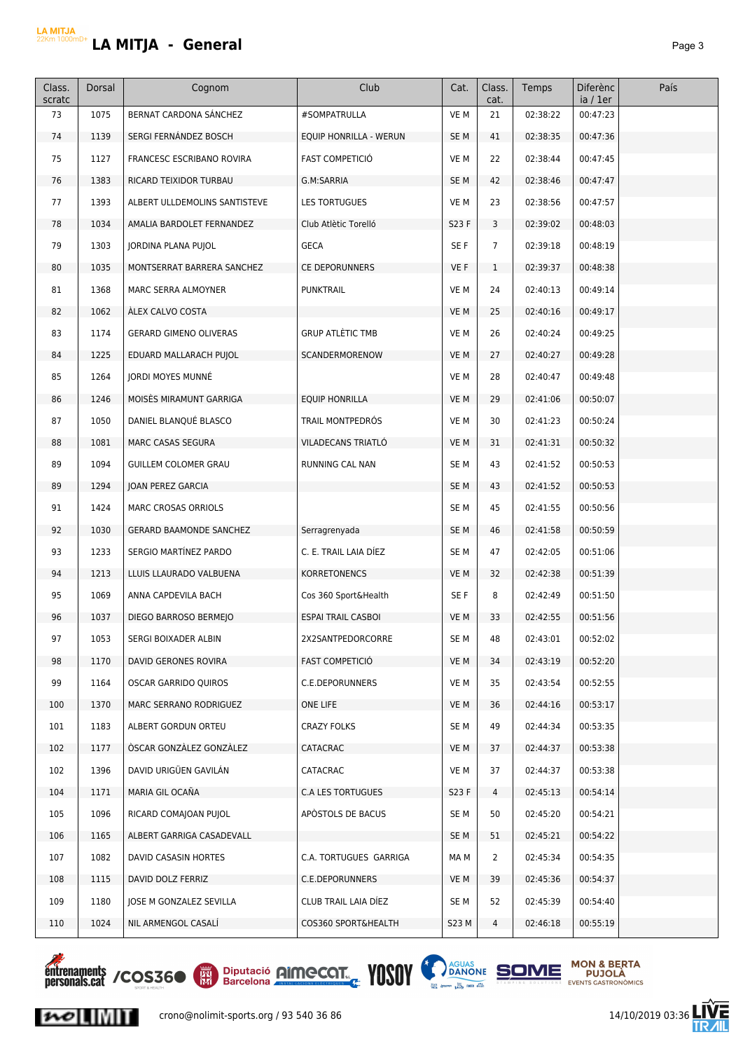# LA MITJA - General

| Class. scratc | Dorsal | Cognom | Club | Cat. | Class. cat. | Temps | Diferència / 1er | País |
|---|---|---|---|---|---|---|---|---|
| 73 | 1075 | BERNAT CARDONA SÁNCHEZ | #SOMPATRULLA | VE M | 21 | 02:38:22 | 00:47:23 | |
| 74 | 1139 | SERGI FERNÁNDEZ BOSCH | EQUIP HONRILLA - WERUN | SE M | 41 | 02:38:35 | 00:47:36 | |
| 75 | 1127 | FRANCESC ESCRIBANO ROVIRA | FAST COMPETICIÓ | VE M | 22 | 02:38:44 | 00:47:45 | |
| 76 | 1383 | RICARD TEIXIDOR TURBAU | G.M:SARRIA | SE M | 42 | 02:38:46 | 00:47:47 | |
| 77 | 1393 | ALBERT ULLDEMOLINS SANTISTEVE | LES TORTUGUES | VE M | 23 | 02:38:56 | 00:47:57 | |
| 78 | 1034 | AMALIA BARDOLET FERNANDEZ | Club Atlètic Torelló | S23 F | 3 | 02:39:02 | 00:48:03 | |
| 79 | 1303 | JORDINA PLANA PUJOL | GECA | SE F | 7 | 02:39:18 | 00:48:19 | |
| 80 | 1035 | MONTSERRAT BARRERA SANCHEZ | CE DEPORUNNERS | VE F | 1 | 02:39:37 | 00:48:38 | |
| 81 | 1368 | MARC SERRA ALMOYNER | PUNKTRAIL | VE M | 24 | 02:40:13 | 00:49:14 | |
| 82 | 1062 | ÀLEX CALVO COSTA | | VE M | 25 | 02:40:16 | 00:49:17 | |
| 83 | 1174 | GERARD GIMENO OLIVERAS | GRUP ATLÈTIC TMB | VE M | 26 | 02:40:24 | 00:49:25 | |
| 84 | 1225 | EDUARD MALLARACH PUJOL | SCANDERMORENOW | VE M | 27 | 02:40:27 | 00:49:28 | |
| 85 | 1264 | JORDI MOYES MUNNÉ | | VE M | 28 | 02:40:47 | 00:49:48 | |
| 86 | 1246 | MOISÈS MIRAMUNT GARRIGA | EQUIP HONRILLA | VE M | 29 | 02:41:06 | 00:50:07 | |
| 87 | 1050 | DANIEL BLANQUÉ BLASCO | TRAIL MONTPEDRÓS | VE M | 30 | 02:41:23 | 00:50:24 | |
| 88 | 1081 | MARC CASAS SEGURA | VILADECANS TRIATLÓ | VE M | 31 | 02:41:31 | 00:50:32 | |
| 89 | 1094 | GUILLEM COLOMER GRAU | RUNNING CAL NAN | SE M | 43 | 02:41:52 | 00:50:53 | |
| 89 | 1294 | JOAN PEREZ GARCIA | | SE M | 43 | 02:41:52 | 00:50:53 | |
| 91 | 1424 | MARC CROSAS ORRIOLS | | SE M | 45 | 02:41:55 | 00:50:56 | |
| 92 | 1030 | GERARD BAAMONDE SANCHEZ | Serragrenyada | SE M | 46 | 02:41:58 | 00:50:59 | |
| 93 | 1233 | SERGIO MARTÍNEZ PARDO | C. E. TRAIL LAIA DÍEZ | SE M | 47 | 02:42:05 | 00:51:06 | |
| 94 | 1213 | LLUIS LLAURADO VALBUENA | KORRETONENCS | VE M | 32 | 02:42:38 | 00:51:39 | |
| 95 | 1069 | ANNA CAPDEVILA BACH | Cos 360 Sport&Health | SE F | 8 | 02:42:49 | 00:51:50 | |
| 96 | 1037 | DIEGO BARROSO BERMEJO | ESPAI TRAIL CASBOI | VE M | 33 | 02:42:55 | 00:51:56 | |
| 97 | 1053 | SERGI BOIXADER ALBIN | 2X2SANTPEDORCORRE | SE M | 48 | 02:43:01 | 00:52:02 | |
| 98 | 1170 | DAVID GERONES ROVIRA | FAST COMPETICIÓ | VE M | 34 | 02:43:19 | 00:52:20 | |
| 99 | 1164 | OSCAR GARRIDO QUIROS | C.E.DEPORUNNERS | VE M | 35 | 02:43:54 | 00:52:55 | |
| 100 | 1370 | MARC SERRANO RODRIGUEZ | ONE LIFE | VE M | 36 | 02:44:16 | 00:53:17 | |
| 101 | 1183 | ALBERT GORDUN ORTEU | CRAZY FOLKS | SE M | 49 | 02:44:34 | 00:53:35 | |
| 102 | 1177 | ÒSCAR GONZÀLEZ GONZÀLEZ | CATACRAC | VE M | 37 | 02:44:37 | 00:53:38 | |
| 102 | 1396 | DAVID URIGÜEN GAVILÁN | CATACRAC | VE M | 37 | 02:44:37 | 00:53:38 | |
| 104 | 1171 | MARIA GIL OCAÑA | C.A LES TORTUGUES | S23 F | 4 | 02:45:13 | 00:54:14 | |
| 105 | 1096 | RICARD COMAJOAN PUJOL | APÒSTOLS DE BACUS | SE M | 50 | 02:45:20 | 00:54:21 | |
| 106 | 1165 | ALBERT GARRIGA CASADEVALL | | SE M | 51 | 02:45:21 | 00:54:22 | |
| 107 | 1082 | DAVID CASASIN HORTES | C.A. TORTUGUES GARRIGA | MA M | 2 | 02:45:34 | 00:54:35 | |
| 108 | 1115 | DAVID DOLZ FERRIZ | C.E.DEPORUNNERS | VE M | 39 | 02:45:36 | 00:54:37 | |
| 109 | 1180 | JOSE M GONZALEZ SEVILLA | CLUB TRAIL LAIA DÍEZ | SE M | 52 | 02:45:39 | 00:54:40 | |
| 110 | 1024 | NIL ARMENGOL CASALÍ | COS360 SPORT&HEALTH | S23 M | 4 | 02:46:18 | 00:55:19 | |

crono@nolimit-sports.org / 93 540 36 86 — 14/10/2019 03:36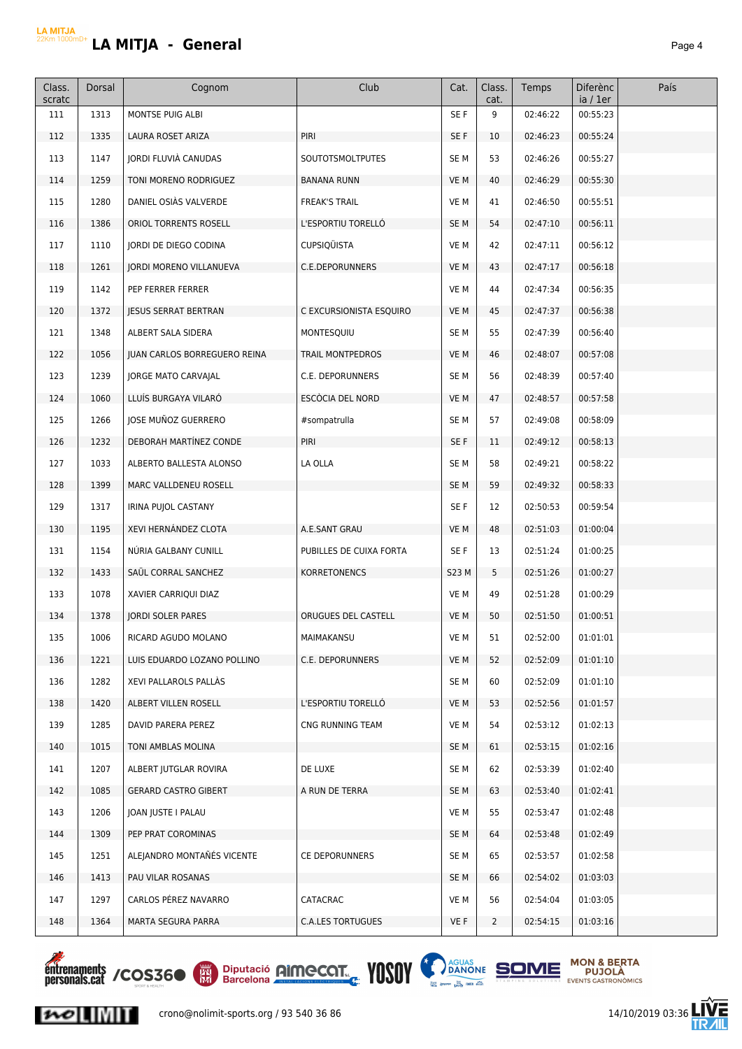# LA MITJA - General

| Class. scratc | Dorsal | Cognom | Club | Cat. | Class. cat. | Temps | Diferència / 1er | País |
|---|---|---|---|---|---|---|---|---|
| 111 | 1313 | MONTSE PUIG ALBI | | SE F | 9 | 02:46:22 | 00:55:23 | |
| 112 | 1335 | LAURA ROSET ARIZA | PIRI | SE F | 10 | 02:46:23 | 00:55:24 | |
| 113 | 1147 | JORDI FLUVIÀ CANUDAS | SOUTOTSMOLTPUTES | SE M | 53 | 02:46:26 | 00:55:27 | |
| 114 | 1259 | TONI MORENO RODRIGUEZ | BANANA RUNN | VE M | 40 | 02:46:29 | 00:55:30 | |
| 115 | 1280 | DANIEL OSIÀS VALVERDE | FREAK'S TRAIL | VE M | 41 | 02:46:50 | 00:55:51 | |
| 116 | 1386 | ORIOL TORRENTS ROSELL | L'ESPORTIU TORELLÓ | SE M | 54 | 02:47:10 | 00:56:11 | |
| 117 | 1110 | JORDI DE DIEGO CODINA | CUPSIQÜISTA | VE M | 42 | 02:47:11 | 00:56:12 | |
| 118 | 1261 | JORDI MORENO VILLANUEVA | C.E.DEPORUNNERS | VE M | 43 | 02:47:17 | 00:56:18 | |
| 119 | 1142 | PEP FERRER FERRER | | VE M | 44 | 02:47:34 | 00:56:35 | |
| 120 | 1372 | JESUS SERRAT BERTRAN | C EXCURSIONISTA ESQUIRO | VE M | 45 | 02:47:37 | 00:56:38 | |
| 121 | 1348 | ALBERT SALA SIDERA | MONTESQUIU | SE M | 55 | 02:47:39 | 00:56:40 | |
| 122 | 1056 | JUAN CARLOS BORREGUERO REINA | TRAIL MONTPEDROS | VE M | 46 | 02:48:07 | 00:57:08 | |
| 123 | 1239 | JORGE MATO CARVAJAL | C.E. DEPORUNNERS | SE M | 56 | 02:48:39 | 00:57:40 | |
| 124 | 1060 | LLUÍS BURGAYA VILARÓ | ESCÒCIA DEL NORD | VE M | 47 | 02:48:57 | 00:57:58 | |
| 125 | 1266 | JOSE MUÑOZ GUERRERO | #sompatrulla | SE M | 57 | 02:49:08 | 00:58:09 | |
| 126 | 1232 | DEBORAH MARTÍNEZ CONDE | PIRI | SE F | 11 | 02:49:12 | 00:58:13 | |
| 127 | 1033 | ALBERTO BALLESTA ALONSO | LA OLLA | SE M | 58 | 02:49:21 | 00:58:22 | |
| 128 | 1399 | MARC VALLDENEU ROSELL | | SE M | 59 | 02:49:32 | 00:58:33 | |
| 129 | 1317 | IRINA PUJOL CASTANY | | SE F | 12 | 02:50:53 | 00:59:54 | |
| 130 | 1195 | XEVI HERNÁNDEZ CLOTA | A.E.SANT GRAU | VE M | 48 | 02:51:03 | 01:00:04 | |
| 131 | 1154 | NÚRIA GALBANY CUNILL | PUBILLES DE CUIXA FORTA | SE F | 13 | 02:51:24 | 01:00:25 | |
| 132 | 1433 | SAÜL CORRAL SANCHEZ | KORRETONENCS | S23 M | 5 | 02:51:26 | 01:00:27 | |
| 133 | 1078 | XAVIER CARRIQUI DIAZ | | VE M | 49 | 02:51:28 | 01:00:29 | |
| 134 | 1378 | JORDI SOLER PARES | ORUGUES DEL CASTELL | VE M | 50 | 02:51:50 | 01:00:51 | |
| 135 | 1006 | RICARD AGUDO MOLANO | MAIMAKANSU | VE M | 51 | 02:52:00 | 01:01:01 | |
| 136 | 1221 | LUIS EDUARDO LOZANO POLLINO | C.E. DEPORUNNERS | VE M | 52 | 02:52:09 | 01:01:10 | |
| 136 | 1282 | XEVI PALLAROLS PALLÀS | | SE M | 60 | 02:52:09 | 01:01:10 | |
| 138 | 1420 | ALBERT VILLEN ROSELL | L'ESPORTIU TORELLÓ | VE M | 53 | 02:52:56 | 01:01:57 | |
| 139 | 1285 | DAVID PARERA PEREZ | CNG RUNNING TEAM | VE M | 54 | 02:53:12 | 01:02:13 | |
| 140 | 1015 | TONI AMBLAS MOLINA | | SE M | 61 | 02:53:15 | 01:02:16 | |
| 141 | 1207 | ALBERT JUTGLAR ROVIRA | DE LUXE | SE M | 62 | 02:53:39 | 01:02:40 | |
| 142 | 1085 | GERARD CASTRO GIBERT | A RUN DE TERRA | SE M | 63 | 02:53:40 | 01:02:41 | |
| 143 | 1206 | JOAN JUSTE I PALAU | | VE M | 55 | 02:53:47 | 01:02:48 | |
| 144 | 1309 | PEP PRAT COROMINAS | | SE M | 64 | 02:53:48 | 01:02:49 | |
| 145 | 1251 | ALEJANDRO MONTAÑÉS VICENTE | CE DEPORUNNERS | SE M | 65 | 02:53:57 | 01:02:58 | |
| 146 | 1413 | PAU VILAR ROSANAS | | SE M | 66 | 02:54:02 | 01:03:03 | |
| 147 | 1297 | CARLOS PÉREZ NAVARRO | CATACRAC | VE M | 56 | 02:54:04 | 01:03:05 | |
| 148 | 1364 | MARTA SEGURA PARRA | C.A.LES TORTUGUES | VE F | 2 | 02:54:15 | 01:03:16 | |

crono@nolimit-sports.org / 93 540 36 86

14/10/2019 03:36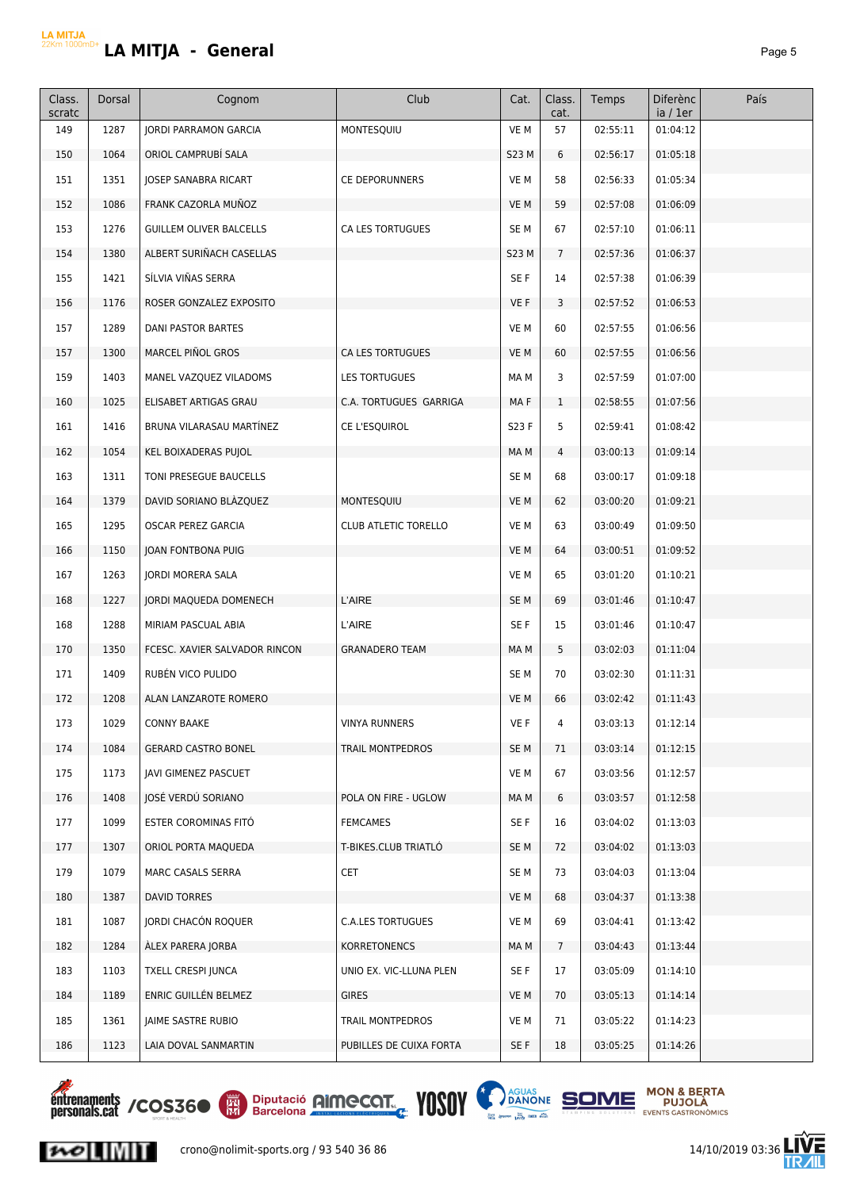# LA MITJA - General

| Class. scratc | Dorsal | Cognom | Club | Cat. | Class. cat. | Temps | Diferència / 1er | País |
|---|---|---|---|---|---|---|---|---|
| 149 | 1287 | JORDI PARRAMON GARCIA | MONTESQUIU | VE M | 57 | 02:55:11 | 01:04:12 | |
| 150 | 1064 | ORIOL CAMPRUBÍ SALA | | S23 M | 6 | 02:56:17 | 01:05:18 | |
| 151 | 1351 | JOSEP SANABRA RICART | CE DEPORUNNERS | VE M | 58 | 02:56:33 | 01:05:34 | |
| 152 | 1086 | FRANK CAZORLA MUÑOZ | | VE M | 59 | 02:57:08 | 01:06:09 | |
| 153 | 1276 | GUILLEM OLIVER BALCELLS | CA LES TORTUGUES | SE M | 67 | 02:57:10 | 01:06:11 | |
| 154 | 1380 | ALBERT SURIÑACH CASELLAS | | S23 M | 7 | 02:57:36 | 01:06:37 | |
| 155 | 1421 | SÍLVIA VIÑAS SERRA | | SE F | 14 | 02:57:38 | 01:06:39 | |
| 156 | 1176 | ROSER GONZALEZ EXPOSITO | | VE F | 3 | 02:57:52 | 01:06:53 | |
| 157 | 1289 | DANI PASTOR BARTES | | VE M | 60 | 02:57:55 | 01:06:56 | |
| 157 | 1300 | MARCEL PIÑOL GROS | CA LES TORTUGUES | VE M | 60 | 02:57:55 | 01:06:56 | |
| 159 | 1403 | MANEL VAZQUEZ VILADOMS | LES TORTUGUES | MA M | 3 | 02:57:59 | 01:07:00 | |
| 160 | 1025 | ELISABET ARTIGAS GRAU | C.A. TORTUGUES GARRIGA | MA F | 1 | 02:58:55 | 01:07:56 | |
| 161 | 1416 | BRUNA VILARASAU MARTÍNEZ | CE L'ESQUIROL | S23 F | 5 | 02:59:41 | 01:08:42 | |
| 162 | 1054 | KEL BOIXADERAS PUJOL | | MA M | 4 | 03:00:13 | 01:09:14 | |
| 163 | 1311 | TONI PRESEGUE BAUCELLS | | SE M | 68 | 03:00:17 | 01:09:18 | |
| 164 | 1379 | DAVID SORIANO BLÀZQUEZ | MONTESQUIU | VE M | 62 | 03:00:20 | 01:09:21 | |
| 165 | 1295 | OSCAR PEREZ GARCIA | CLUB ATLETIC TORELLO | VE M | 63 | 03:00:49 | 01:09:50 | |
| 166 | 1150 | JOAN FONTBONA PUIG | | VE M | 64 | 03:00:51 | 01:09:52 | |
| 167 | 1263 | JORDI MORERA SALA | | VE M | 65 | 03:01:20 | 01:10:21 | |
| 168 | 1227 | JORDI MAQUEDA DOMENECH | L'AIRE | SE M | 69 | 03:01:46 | 01:10:47 | |
| 168 | 1288 | MIRIAM PASCUAL ABIA | L'AIRE | SE F | 15 | 03:01:46 | 01:10:47 | |
| 170 | 1350 | FCESC. XAVIER SALVADOR RINCON | GRANADERO TEAM | MA M | 5 | 03:02:03 | 01:11:04 | |
| 171 | 1409 | RUBÉN VICO PULIDO | | SE M | 70 | 03:02:30 | 01:11:31 | |
| 172 | 1208 | ALAN LANZAROTE ROMERO | | VE M | 66 | 03:02:42 | 01:11:43 | |
| 173 | 1029 | CONNY BAAKE | VINYA RUNNERS | VE F | 4 | 03:03:13 | 01:12:14 | |
| 174 | 1084 | GERARD CASTRO BONEL | TRAIL MONTPEDROS | SE M | 71 | 03:03:14 | 01:12:15 | |
| 175 | 1173 | JAVI GIMENEZ PASCUET | | VE M | 67 | 03:03:56 | 01:12:57 | |
| 176 | 1408 | JOSÉ VERDÚ SORIANO | POLA ON FIRE - UGLOW | MA M | 6 | 03:03:57 | 01:12:58 | |
| 177 | 1099 | ESTER COROMINAS FITÓ | FEMCAMES | SE F | 16 | 03:04:02 | 01:13:03 | |
| 177 | 1307 | ORIOL PORTA MAQUEDA | T-BIKES.CLUB TRIATLÓ | SE M | 72 | 03:04:02 | 01:13:03 | |
| 179 | 1079 | MARC CASALS SERRA | CET | SE M | 73 | 03:04:03 | 01:13:04 | |
| 180 | 1387 | DAVID TORRES | | VE M | 68 | 03:04:37 | 01:13:38 | |
| 181 | 1087 | JORDI CHACÓN ROQUER | C.A.LES TORTUGUES | VE M | 69 | 03:04:41 | 01:13:42 | |
| 182 | 1284 | ÀLEX PARERA JORBA | KORRETONENCS | MA M | 7 | 03:04:43 | 01:13:44 | |
| 183 | 1103 | TXELL CRESPI JUNCA | UNIO EX. VIC-LLUNA PLEN | SE F | 17 | 03:05:09 | 01:14:10 | |
| 184 | 1189 | ENRIC GUILLÉN BELMEZ | GIRES | VE M | 70 | 03:05:13 | 01:14:14 | |
| 185 | 1361 | JAIME SASTRE RUBIO | TRAIL MONTPEDROS | VE M | 71 | 03:05:22 | 01:14:23 | |
| 186 | 1123 | LAIA DOVAL SANMARTIN | PUBILLES DE CUIXA FORTA | SE F | 18 | 03:05:25 | 01:14:26 | |

crono@nolimit-sports.org / 93 540 36 86

14/10/2019 03:36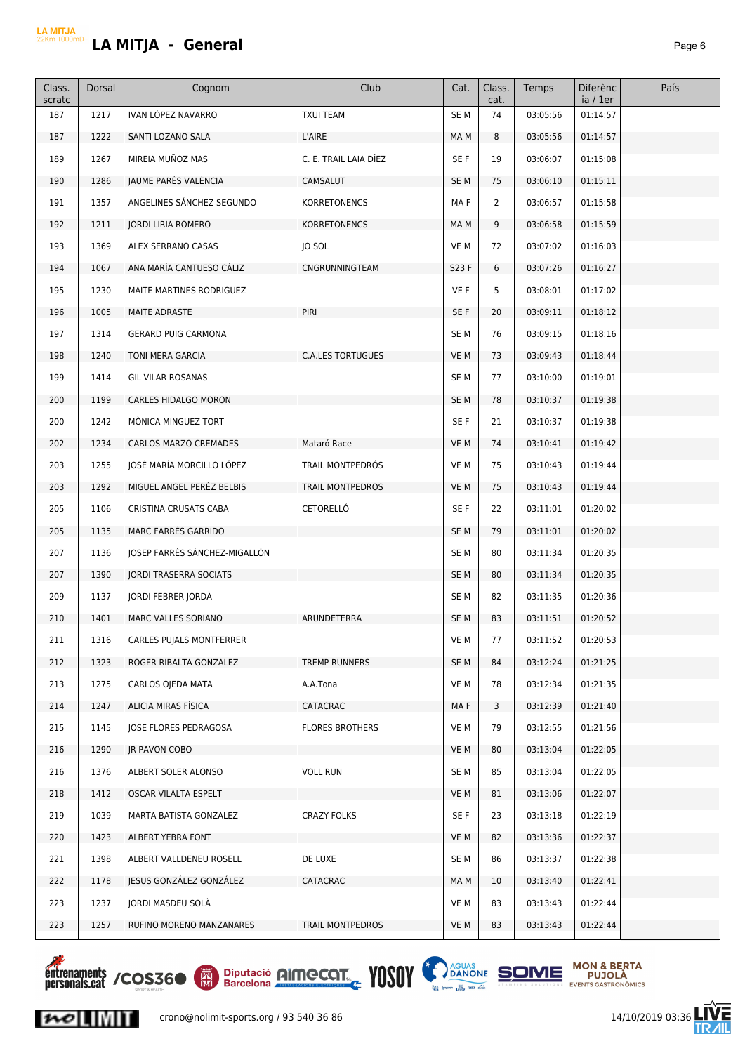# LA MITJA - General

| Class. scratc | Dorsal | Cognom | Club | Cat. | Class. cat. | Temps | Diferència / 1er | País |
|---|---|---|---|---|---|---|---|---|
| 187 | 1217 | IVAN LÓPEZ NAVARRO | TXUI TEAM | SE M | 74 | 03:05:56 | 01:14:57 | |
| 187 | 1222 | SANTI LOZANO SALA | L'AIRE | MA M | 8 | 03:05:56 | 01:14:57 | |
| 189 | 1267 | MIREIA MUÑOZ MAS | C. E. TRAIL LAIA DÍEZ | SE F | 19 | 03:06:07 | 01:15:08 | |
| 190 | 1286 | JAUME PARÉS VALÈNCIA | CAMSALUT | SE M | 75 | 03:06:10 | 01:15:11 | |
| 191 | 1357 | ANGELINES SÁNCHEZ SEGUNDO | KORRETONENCS | MA F | 2 | 03:06:57 | 01:15:58 | |
| 192 | 1211 | JORDI LIRIA ROMERO | KORRETONENCS | MA M | 9 | 03:06:58 | 01:15:59 | |
| 193 | 1369 | ALEX SERRANO CASAS | JO SOL | VE M | 72 | 03:07:02 | 01:16:03 | |
| 194 | 1067 | ANA MARÍA CANTUESO CÁLIZ | CNGRUNNINGTEAM | S23 F | 6 | 03:07:26 | 01:16:27 | |
| 195 | 1230 | MAITE MARTINES RODRIGUEZ | | VE F | 5 | 03:08:01 | 01:17:02 | |
| 196 | 1005 | MAITE ADRASTE | PIRI | SE F | 20 | 03:09:11 | 01:18:12 | |
| 197 | 1314 | GERARD PUIG CARMONA | | SE M | 76 | 03:09:15 | 01:18:16 | |
| 198 | 1240 | TONI MERA GARCIA | C.A.LES TORTUGUES | VE M | 73 | 03:09:43 | 01:18:44 | |
| 199 | 1414 | GIL VILAR ROSANAS | | SE M | 77 | 03:10:00 | 01:19:01 | |
| 200 | 1199 | CARLES HIDALGO MORON | | SE M | 78 | 03:10:37 | 01:19:38 | |
| 200 | 1242 | MÒNICA MINGUEZ TORT | | SE F | 21 | 03:10:37 | 01:19:38 | |
| 202 | 1234 | CARLOS MARZO CREMADES | Mataró Race | VE M | 74 | 03:10:41 | 01:19:42 | |
| 203 | 1255 | JOSÉ MARÍA MORCILLO LÓPEZ | TRAIL MONTPEDRÓS | VE M | 75 | 03:10:43 | 01:19:44 | |
| 203 | 1292 | MIGUEL ANGEL PERÉZ BELBIS | TRAIL MONTPEDROS | VE M | 75 | 03:10:43 | 01:19:44 | |
| 205 | 1106 | CRISTINA CRUSATS CABA | CETORELLÓ | SE F | 22 | 03:11:01 | 01:20:02 | |
| 205 | 1135 | MARC FARRÉS GARRIDO | | SE M | 79 | 03:11:01 | 01:20:02 | |
| 207 | 1136 | JOSEP FARRÉS SÁNCHEZ-MIGALLÓN | | SE M | 80 | 03:11:34 | 01:20:35 | |
| 207 | 1390 | JORDI TRASERRA SOCIATS | | SE M | 80 | 03:11:34 | 01:20:35 | |
| 209 | 1137 | JORDI FEBRER JORDÀ | | SE M | 82 | 03:11:35 | 01:20:36 | |
| 210 | 1401 | MARC VALLES SORIANO | ARUNDETERRA | SE M | 83 | 03:11:51 | 01:20:52 | |
| 211 | 1316 | CARLES PUJALS MONTFERRER | | VE M | 77 | 03:11:52 | 01:20:53 | |
| 212 | 1323 | ROGER RIBALTA GONZALEZ | TREMP RUNNERS | SE M | 84 | 03:12:24 | 01:21:25 | |
| 213 | 1275 | CARLOS OJEDA MATA | A.A.Tona | VE M | 78 | 03:12:34 | 01:21:35 | |
| 214 | 1247 | ALICIA MIRAS FÍSICA | CATACRAC | MA F | 3 | 03:12:39 | 01:21:40 | |
| 215 | 1145 | JOSE FLORES PEDRAGOSA | FLORES BROTHERS | VE M | 79 | 03:12:55 | 01:21:56 | |
| 216 | 1290 | JR PAVON COBO | | VE M | 80 | 03:13:04 | 01:22:05 | |
| 216 | 1376 | ALBERT SOLER ALONSO | VOLL RUN | SE M | 85 | 03:13:04 | 01:22:05 | |
| 218 | 1412 | OSCAR VILALTA ESPELT | | VE M | 81 | 03:13:06 | 01:22:07 | |
| 219 | 1039 | MARTA BATISTA GONZALEZ | CRAZY FOLKS | SE F | 23 | 03:13:18 | 01:22:19 | |
| 220 | 1423 | ALBERT YEBRA FONT | | VE M | 82 | 03:13:36 | 01:22:37 | |
| 221 | 1398 | ALBERT VALLDENEU ROSELL | DE LUXE | SE M | 86 | 03:13:37 | 01:22:38 | |
| 222 | 1178 | JESUS GONZÁLEZ GONZÁLEZ | CATACRAC | MA M | 10 | 03:13:40 | 01:22:41 | |
| 223 | 1237 | JORDI MASDEU SOLÀ | | VE M | 83 | 03:13:43 | 01:22:44 | |
| 223 | 1257 | RUFINO MORENO MANZANARES | TRAIL MONTPEDROS | VE M | 83 | 03:13:43 | 01:22:44 | |

crono@nolimit-sports.org / 93 540 36 86 — 14/10/2019 03:36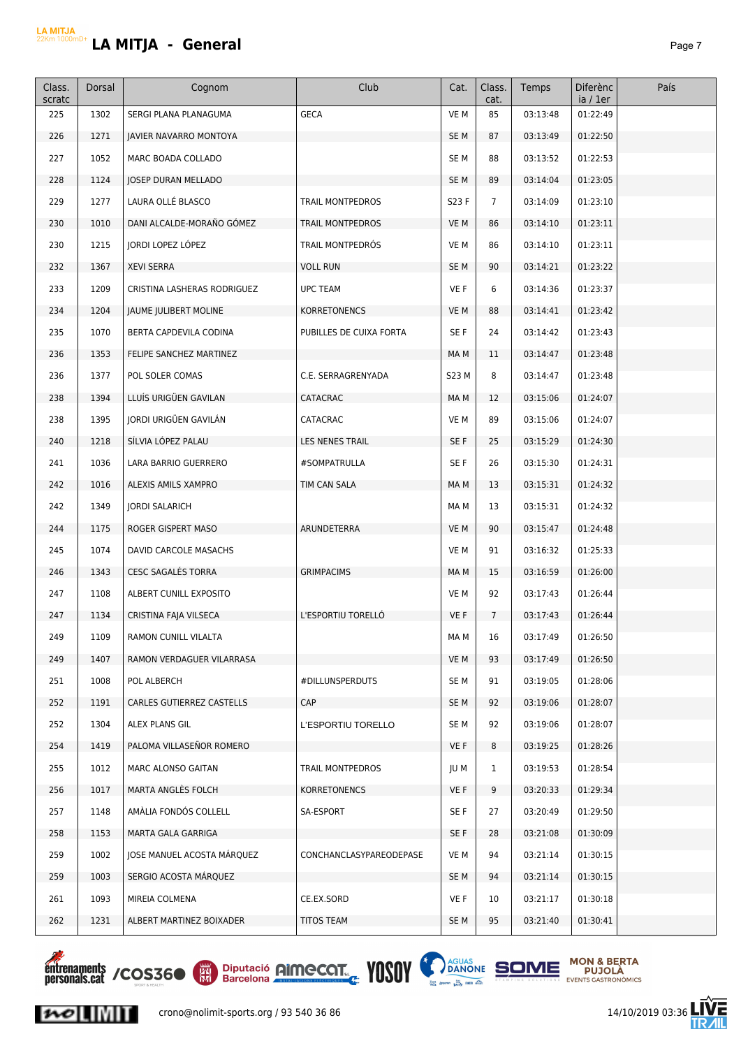# LA MITJA - General

| Class. scratc | Dorsal | Cognom | Club | Cat. | Class. cat. | Temps | Diferència / 1er | País |
|---|---|---|---|---|---|---|---|---|
| 225 | 1302 | SERGI PLANA PLANAGUMA | GECA | VE M | 85 | 03:13:48 | 01:22:49 | |
| 226 | 1271 | JAVIER NAVARRO MONTOYA | | SE M | 87 | 03:13:49 | 01:22:50 | |
| 227 | 1052 | MARC BOADA COLLADO | | SE M | 88 | 03:13:52 | 01:22:53 | |
| 228 | 1124 | JOSEP DURAN MELLADO | | SE M | 89 | 03:14:04 | 01:23:05 | |
| 229 | 1277 | LAURA OLLÉ BLASCO | TRAIL MONTPEDROS | S23 F | 7 | 03:14:09 | 01:23:10 | |
| 230 | 1010 | DANI ALCALDE-MORAÑO GÓMEZ | TRAIL MONTPEDROS | VE M | 86 | 03:14:10 | 01:23:11 | |
| 230 | 1215 | JORDI LOPEZ LÓPEZ | TRAIL MONTPEDRÓS | VE M | 86 | 03:14:10 | 01:23:11 | |
| 232 | 1367 | XEVI SERRA | VOLL RUN | SE M | 90 | 03:14:21 | 01:23:22 | |
| 233 | 1209 | CRISTINA LASHERAS RODRIGUEZ | UPC TEAM | VE F | 6 | 03:14:36 | 01:23:37 | |
| 234 | 1204 | JAUME JULIBERT MOLINE | KORRETONENCS | VE M | 88 | 03:14:41 | 01:23:42 | |
| 235 | 1070 | BERTA CAPDEVILA CODINA | PUBILLES DE CUIXA FORTA | SE F | 24 | 03:14:42 | 01:23:43 | |
| 236 | 1353 | FELIPE SANCHEZ MARTINEZ | | MA M | 11 | 03:14:47 | 01:23:48 | |
| 236 | 1377 | POL SOLER COMAS | C.E. SERRAGRENYADA | S23 M | 8 | 03:14:47 | 01:23:48 | |
| 238 | 1394 | LLUÍS URIGÜEN GAVILAN | CATACRAC | MA M | 12 | 03:15:06 | 01:24:07 | |
| 238 | 1395 | JORDI URIGÜEN GAVILÁN | CATACRAC | VE M | 89 | 03:15:06 | 01:24:07 | |
| 240 | 1218 | SÍLVIA LÓPEZ PALAU | LES NENES TRAIL | SE F | 25 | 03:15:29 | 01:24:30 | |
| 241 | 1036 | LARA BARRIO GUERRERO | #SOMPATRULLA | SE F | 26 | 03:15:30 | 01:24:31 | |
| 242 | 1016 | ALEXIS AMILS XAMPRO | TIM CAN SALA | MA M | 13 | 03:15:31 | 01:24:32 | |
| 242 | 1349 | JORDI SALARICH | | MA M | 13 | 03:15:31 | 01:24:32 | |
| 244 | 1175 | ROGER GISPERT MASO | ARUNDETERRA | VE M | 90 | 03:15:47 | 01:24:48 | |
| 245 | 1074 | DAVID CARCOLE MASACHS | | VE M | 91 | 03:16:32 | 01:25:33 | |
| 246 | 1343 | CESC SAGALÉS TORRA | GRIMPACIMS | MA M | 15 | 03:16:59 | 01:26:00 | |
| 247 | 1108 | ALBERT CUNILL EXPOSITO | | VE M | 92 | 03:17:43 | 01:26:44 | |
| 247 | 1134 | CRISTINA FAJA VILSECA | L'ESPORTIU TORELLÓ | VE F | 7 | 03:17:43 | 01:26:44 | |
| 249 | 1109 | RAMON CUNILL VILALTA | | MA M | 16 | 03:17:49 | 01:26:50 | |
| 249 | 1407 | RAMON VERDAGUER VILARRASA | | VE M | 93 | 03:17:49 | 01:26:50 | |
| 251 | 1008 | POL ALBERCH | #DILLUNSPERDUTS | SE M | 91 | 03:19:05 | 01:28:06 | |
| 252 | 1191 | CARLES GUTIERREZ CASTELLS | CAP | SE M | 92 | 03:19:06 | 01:28:07 | |
| 252 | 1304 | ALEX PLANS GIL | L'ESPORTIU TORELLO | SE M | 92 | 03:19:06 | 01:28:07 | |
| 254 | 1419 | PALOMA VILLASEÑOR ROMERO | | VE F | 8 | 03:19:25 | 01:28:26 | |
| 255 | 1012 | MARC ALONSO GAITAN | TRAIL MONTPEDROS | JU M | 1 | 03:19:53 | 01:28:54 | |
| 256 | 1017 | MARTA ANGLÈS FOLCH | KORRETONENCS | VE F | 9 | 03:20:33 | 01:29:34 | |
| 257 | 1148 | AMÀLIA FONDÓS COLLELL | SA-ESPORT | SE F | 27 | 03:20:49 | 01:29:50 | |
| 258 | 1153 | MARTA GALA GARRIGA | | SE F | 28 | 03:21:08 | 01:30:09 | |
| 259 | 1002 | JOSE MANUEL ACOSTA MÁRQUEZ | CONCHANCLASYPAREODEPASE | VE M | 94 | 03:21:14 | 01:30:15 | |
| 259 | 1003 | SERGIO ACOSTA MÁRQUEZ | | SE M | 94 | 03:21:14 | 01:30:15 | |
| 261 | 1093 | MIREIA COLMENA | CE.EX.SORD | VE F | 10 | 03:21:17 | 01:30:18 | |
| 262 | 1231 | ALBERT MARTINEZ BOIXADER | TITOS TEAM | SE M | 95 | 03:21:40 | 01:30:41 | |

crono@nolimit-sports.org / 93 540 36 86

14/10/2019 03:36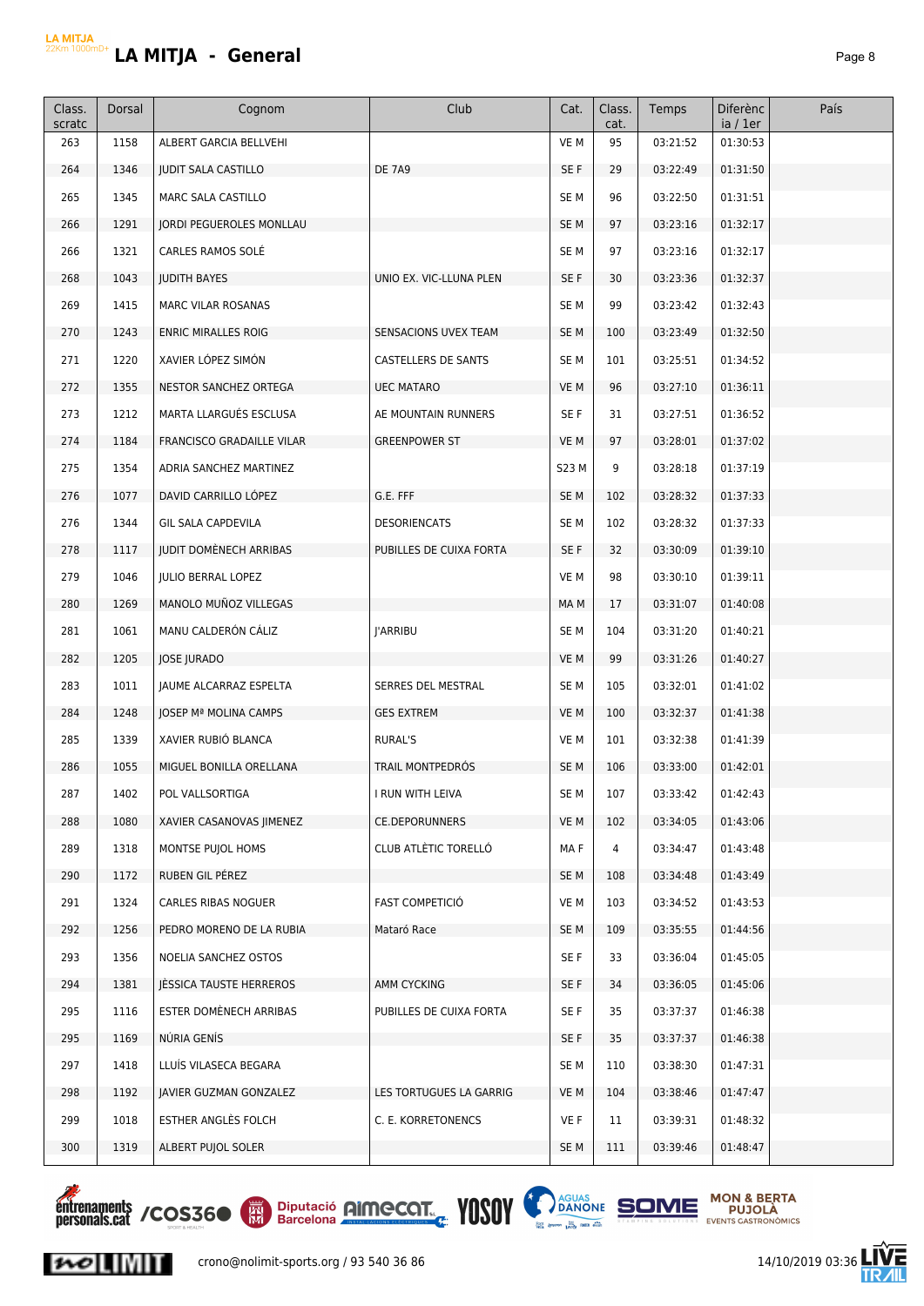# LA MITJA - General

| Class. scratc | Dorsal | Cognom | Club | Cat. | Class. cat. | Temps | Diferència / 1er | País |
|---|---|---|---|---|---|---|---|---|
| 263 | 1158 | ALBERT GARCIA BELLVEHI | | VE M | 95 | 03:21:52 | 01:30:53 | |
| 264 | 1346 | JUDIT SALA CASTILLO | DE 7A9 | SE F | 29 | 03:22:49 | 01:31:50 | |
| 265 | 1345 | MARC SALA CASTILLO | | SE M | 96 | 03:22:50 | 01:31:51 | |
| 266 | 1291 | JORDI PEGUEROLES MONLLAU | | SE M | 97 | 03:23:16 | 01:32:17 | |
| 266 | 1321 | CARLES RAMOS SOLÉ | | SE M | 97 | 03:23:16 | 01:32:17 | |
| 268 | 1043 | JUDITH BAYES | UNIO EX. VIC-LLUNA PLEN | SE F | 30 | 03:23:36 | 01:32:37 | |
| 269 | 1415 | MARC VILAR ROSANAS | | SE M | 99 | 03:23:42 | 01:32:43 | |
| 270 | 1243 | ENRIC MIRALLES ROIG | SENSACIONS UVEX TEAM | SE M | 100 | 03:23:49 | 01:32:50 | |
| 271 | 1220 | XAVIER LÓPEZ SIMÓN | CASTELLERS DE SANTS | SE M | 101 | 03:25:51 | 01:34:52 | |
| 272 | 1355 | NESTOR SANCHEZ ORTEGA | UEC MATARO | VE M | 96 | 03:27:10 | 01:36:11 | |
| 273 | 1212 | MARTA LLARGUÉS ESCLUSA | AE MOUNTAIN RUNNERS | SE F | 31 | 03:27:51 | 01:36:52 | |
| 274 | 1184 | FRANCISCO GRADAILLE VILAR | GREENPOWER ST | VE M | 97 | 03:28:01 | 01:37:02 | |
| 275 | 1354 | ADRIA SANCHEZ MARTINEZ | | S23 M | 9 | 03:28:18 | 01:37:19 | |
| 276 | 1077 | DAVID CARRILLO LÓPEZ | G.E. FFF | SE M | 102 | 03:28:32 | 01:37:33 | |
| 276 | 1344 | GIL SALA CAPDEVILA | DESORIENCATS | SE M | 102 | 03:28:32 | 01:37:33 | |
| 278 | 1117 | JUDIT DOMÈNECH ARRIBAS | PUBILLES DE CUIXA FORTA | SE F | 32 | 03:30:09 | 01:39:10 | |
| 279 | 1046 | JULIO BERRAL LOPEZ | | VE M | 98 | 03:30:10 | 01:39:11 | |
| 280 | 1269 | MANOLO MUÑOZ VILLEGAS | | MA M | 17 | 03:31:07 | 01:40:08 | |
| 281 | 1061 | MANU CALDERÓN CÁLIZ | J'ARRIBU | SE M | 104 | 03:31:20 | 01:40:21 | |
| 282 | 1205 | JOSE JURADO | | VE M | 99 | 03:31:26 | 01:40:27 | |
| 283 | 1011 | JAUME ALCARRAZ ESPELTA | SERRES DEL MESTRAL | SE M | 105 | 03:32:01 | 01:41:02 | |
| 284 | 1248 | JOSEP Mª MOLINA CAMPS | GES EXTREM | VE M | 100 | 03:32:37 | 01:41:38 | |
| 285 | 1339 | XAVIER RUBIÓ BLANCA | RURAL'S | VE M | 101 | 03:32:38 | 01:41:39 | |
| 286 | 1055 | MIGUEL BONILLA ORELLANA | TRAIL MONTPEDRÓS | SE M | 106 | 03:33:00 | 01:42:01 | |
| 287 | 1402 | POL VALLSORTIGA | I RUN WITH LEIVA | SE M | 107 | 03:33:42 | 01:42:43 | |
| 288 | 1080 | XAVIER CASANOVAS JIMENEZ | CE.DEPORUNNERS | VE M | 102 | 03:34:05 | 01:43:06 | |
| 289 | 1318 | MONTSE PUJOL HOMS | CLUB ATLÈTIC TORELLÓ | MA F | 4 | 03:34:47 | 01:43:48 | |
| 290 | 1172 | RUBEN GIL PÉREZ | | SE M | 108 | 03:34:48 | 01:43:49 | |
| 291 | 1324 | CARLES RIBAS NOGUER | FAST COMPETICIÓ | VE M | 103 | 03:34:52 | 01:43:53 | |
| 292 | 1256 | PEDRO MORENO DE LA RUBIA | Mataró Race | SE M | 109 | 03:35:55 | 01:44:56 | |
| 293 | 1356 | NOELIA SANCHEZ OSTOS | | SE F | 33 | 03:36:04 | 01:45:05 | |
| 294 | 1381 | JÈSSICA TAUSTE HERREROS | AMM CYCKING | SE F | 34 | 03:36:05 | 01:45:06 | |
| 295 | 1116 | ESTER DOMÈNECH ARRIBAS | PUBILLES DE CUIXA FORTA | SE F | 35 | 03:37:37 | 01:46:38 | |
| 295 | 1169 | NÚRIA GENÍS | | SE F | 35 | 03:37:37 | 01:46:38 | |
| 297 | 1418 | LLUÍS VILASECA BEGARA | | SE M | 110 | 03:38:30 | 01:47:31 | |
| 298 | 1192 | JAVIER GUZMAN GONZALEZ | LES TORTUGUES LA GARRIG | VE M | 104 | 03:38:46 | 01:47:47 | |
| 299 | 1018 | ESTHER ANGLÈS FOLCH | C. E. KORRETONENCS | VE F | 11 | 03:39:31 | 01:48:32 | |
| 300 | 1319 | ALBERT PUJOL SOLER | | SE M | 111 | 03:39:46 | 01:48:47 | |

crono@nolimit-sports.org / 93 540 36 86

14/10/2019 03:36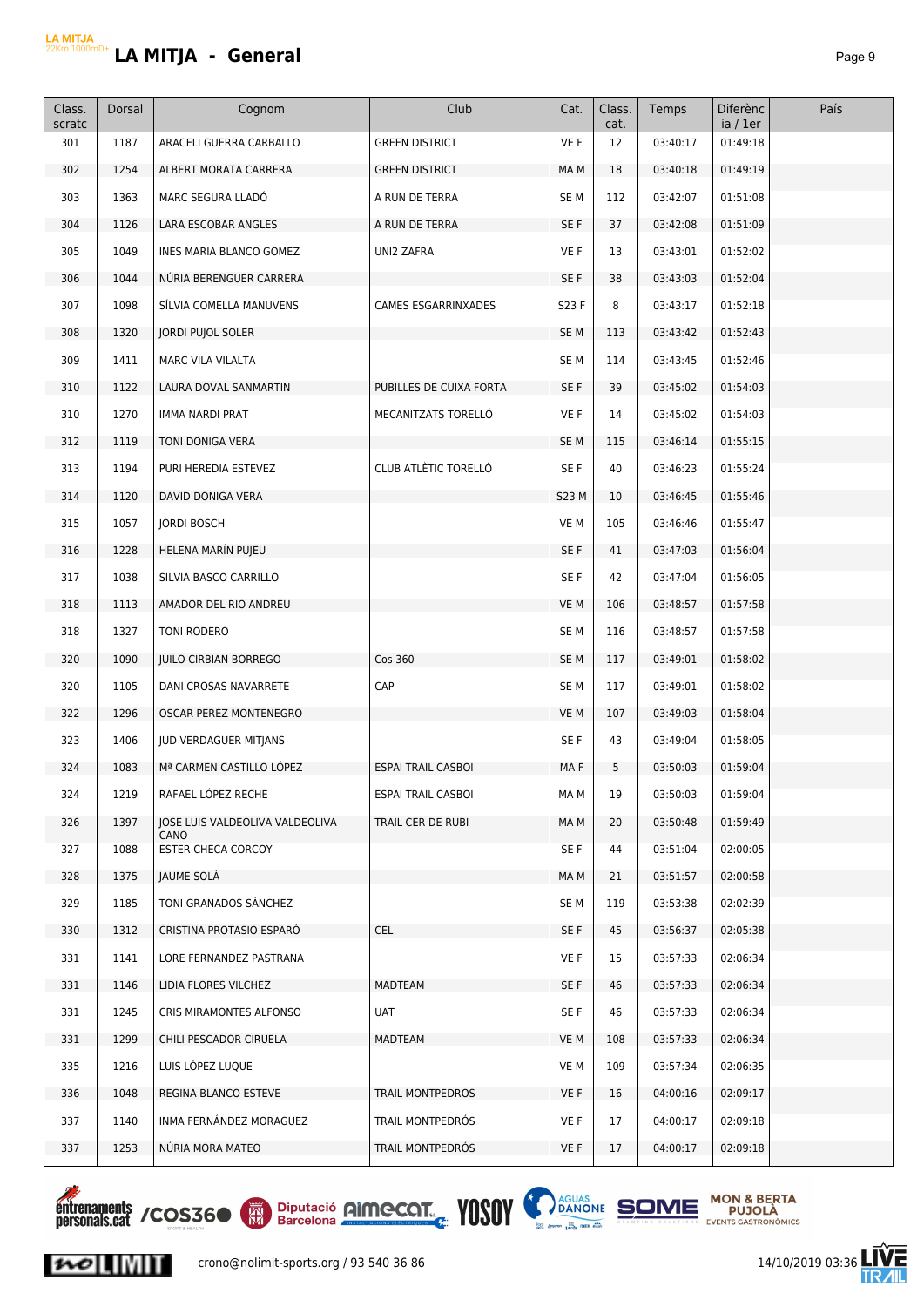# LA MITJA - General

| Class. scratc | Dorsal | Cognom | Club | Cat. | Class. cat. | Temps | Diferència / 1er | País |
|---|---|---|---|---|---|---|---|---|
| 301 | 1187 | ARACELI GUERRA CARBALLO | GREEN DISTRICT | VE F | 12 | 03:40:17 | 01:49:18 | |
| 302 | 1254 | ALBERT MORATA CARRERA | GREEN DISTRICT | MA M | 18 | 03:40:18 | 01:49:19 | |
| 303 | 1363 | MARC SEGURA LLADÓ | A RUN DE TERRA | SE M | 112 | 03:42:07 | 01:51:08 | |
| 304 | 1126 | LARA ESCOBAR ANGLES | A RUN DE TERRA | SE F | 37 | 03:42:08 | 01:51:09 | |
| 305 | 1049 | INES MARIA BLANCO GOMEZ | UNI2 ZAFRA | VE F | 13 | 03:43:01 | 01:52:02 | |
| 306 | 1044 | NÚRIA BERENGUER CARRERA | | SE F | 38 | 03:43:03 | 01:52:04 | |
| 307 | 1098 | SÍLVIA COMELLA MANUVENS | CAMES ESGARRINXADES | S23 F | 8 | 03:43:17 | 01:52:18 | |
| 308 | 1320 | JORDI PUJOL SOLER | | SE M | 113 | 03:43:42 | 01:52:43 | |
| 309 | 1411 | MARC VILA VILALTA | | SE M | 114 | 03:43:45 | 01:52:46 | |
| 310 | 1122 | LAURA DOVAL SANMARTIN | PUBILLES DE CUIXA FORTA | SE F | 39 | 03:45:02 | 01:54:03 | |
| 310 | 1270 | IMMA NARDI PRAT | MECANITZATS TORELLÓ | VE F | 14 | 03:45:02 | 01:54:03 | |
| 312 | 1119 | TONI DONIGA VERA | | SE M | 115 | 03:46:14 | 01:55:15 | |
| 313 | 1194 | PURI HEREDIA ESTEVEZ | CLUB ATLÈTIC TORELLÓ | SE F | 40 | 03:46:23 | 01:55:24 | |
| 314 | 1120 | DAVID DONIGA VERA | | S23 M | 10 | 03:46:45 | 01:55:46 | |
| 315 | 1057 | JORDI BOSCH | | VE M | 105 | 03:46:46 | 01:55:47 | |
| 316 | 1228 | HELENA MARÍN PUJEU | | SE F | 41 | 03:47:03 | 01:56:04 | |
| 317 | 1038 | SILVIA BASCO CARRILLO | | SE F | 42 | 03:47:04 | 01:56:05 | |
| 318 | 1113 | AMADOR DEL RIO ANDREU | | VE M | 106 | 03:48:57 | 01:57:58 | |
| 318 | 1327 | TONI RODERO | | SE M | 116 | 03:48:57 | 01:57:58 | |
| 320 | 1090 | JUILO CIRBIAN BORREGO | Cos 360 | SE M | 117 | 03:49:01 | 01:58:02 | |
| 320 | 1105 | DANI CROSAS NAVARRETE | CAP | SE M | 117 | 03:49:01 | 01:58:02 | |
| 322 | 1296 | OSCAR PEREZ MONTENEGRO | | VE M | 107 | 03:49:03 | 01:58:04 | |
| 323 | 1406 | JUD VERDAGUER MITJANS | | SE F | 43 | 03:49:04 | 01:58:05 | |
| 324 | 1083 | Mª CARMEN CASTILLO LÓPEZ | ESPAI TRAIL CASBOI | MA F | 5 | 03:50:03 | 01:59:04 | |
| 324 | 1219 | RAFAEL LÓPEZ RECHE | ESPAI TRAIL CASBOI | MA M | 19 | 03:50:03 | 01:59:04 | |
| 326 | 1397 | JOSE LUIS VALDEOLIVA VALDEOLIVA CANO | TRAIL CER DE RUBI | MA M | 20 | 03:50:48 | 01:59:49 | |
| 327 | 1088 | ESTER CHECA CORCOY | | SE F | 44 | 03:51:04 | 02:00:05 | |
| 328 | 1375 | JAUME SOLÀ | | MA M | 21 | 03:51:57 | 02:00:58 | |
| 329 | 1185 | TONI GRANADOS SÁNCHEZ | | SE M | 119 | 03:53:38 | 02:02:39 | |
| 330 | 1312 | CRISTINA PROTASIO ESPARÓ | CEL | SE F | 45 | 03:56:37 | 02:05:38 | |
| 331 | 1141 | LORE FERNANDEZ PASTRANA | | VE F | 15 | 03:57:33 | 02:06:34 | |
| 331 | 1146 | LIDIA FLORES VILCHEZ | MADTEAM | SE F | 46 | 03:57:33 | 02:06:34 | |
| 331 | 1245 | CRIS MIRAMONTES ALFONSO | UAT | SE F | 46 | 03:57:33 | 02:06:34 | |
| 331 | 1299 | CHILI PESCADOR CIRUELA | MADTEAM | VE M | 108 | 03:57:33 | 02:06:34 | |
| 335 | 1216 | LUIS LÓPEZ LUQUE | | VE M | 109 | 03:57:34 | 02:06:35 | |
| 336 | 1048 | REGINA BLANCO ESTEVE | TRAIL MONTPEDROS | VE F | 16 | 04:00:16 | 02:09:17 | |
| 337 | 1140 | INMA FERNÁNDEZ MORAGUEZ | TRAIL MONTPEDRÓS | VE F | 17 | 04:00:17 | 02:09:18 | |
| 337 | 1253 | NÚRIA MORA MATEO | TRAIL MONTPEDRÓS | VE F | 17 | 04:00:17 | 02:09:18 | |

crono@nolimit-sports.org / 93 540 36 86

14/10/2019 03:36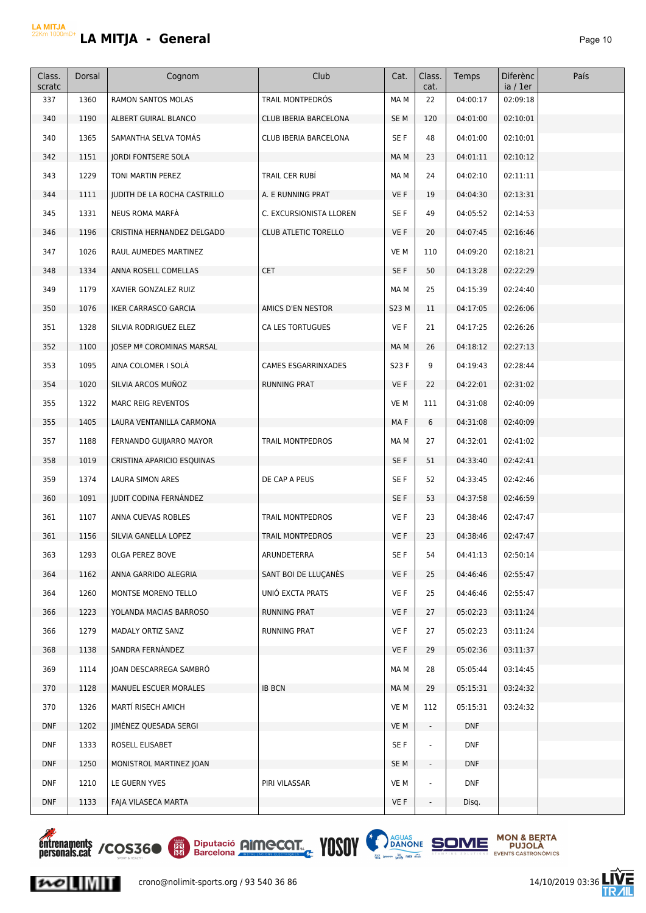# LA MITJA - General

| Class. scratc | Dorsal | Cognom | Club | Cat. | Class. cat. | Temps | Diferència / 1er | País |
|---|---|---|---|---|---|---|---|---|
| 337 | 1360 | RAMON SANTOS MOLAS | TRAIL MONTPEDRÓS | MA M | 22 | 04:00:17 | 02:09:18 | |
| 340 | 1190 | ALBERT GUIRAL BLANCO | CLUB IBERIA BARCELONA | SE M | 120 | 04:01:00 | 02:10:01 | |
| 340 | 1365 | SAMANTHA SELVA TOMÁS | CLUB IBERIA BARCELONA | SE F | 48 | 04:01:00 | 02:10:01 | |
| 342 | 1151 | JORDI FONTSERE SOLA | | MA M | 23 | 04:01:11 | 02:10:12 | |
| 343 | 1229 | TONI MARTIN PEREZ | TRAIL CER RUBÍ | MA M | 24 | 04:02:10 | 02:11:11 | |
| 344 | 1111 | JUDITH DE LA ROCHA CASTRILLO | A. E RUNNING PRAT | VE F | 19 | 04:04:30 | 02:13:31 | |
| 345 | 1331 | NEUS ROMA MARFÀ | C. EXCURSIONISTA LLOREN | SE F | 49 | 04:05:52 | 02:14:53 | |
| 346 | 1196 | CRISTINA HERNANDEZ DELGADO | CLUB ATLETIC TORELLO | VE F | 20 | 04:07:45 | 02:16:46 | |
| 347 | 1026 | RAUL AUMEDES MARTINEZ | | VE M | 110 | 04:09:20 | 02:18:21 | |
| 348 | 1334 | ANNA ROSELL COMELLAS | CET | SE F | 50 | 04:13:28 | 02:22:29 | |
| 349 | 1179 | XAVIER GONZALEZ RUIZ | | MA M | 25 | 04:15:39 | 02:24:40 | |
| 350 | 1076 | IKER CARRASCO GARCIA | AMICS D'EN NESTOR | S23 M | 11 | 04:17:05 | 02:26:06 | |
| 351 | 1328 | SILVIA RODRIGUEZ ELEZ | CA LES TORTUGUES | VE F | 21 | 04:17:25 | 02:26:26 | |
| 352 | 1100 | JOSEP Mª COROMINAS MARSAL | | MA M | 26 | 04:18:12 | 02:27:13 | |
| 353 | 1095 | AINA COLOMER I SOLÀ | CAMES ESGARRINXADES | S23 F | 9 | 04:19:43 | 02:28:44 | |
| 354 | 1020 | SILVIA ARCOS MUÑOZ | RUNNING PRAT | VE F | 22 | 04:22:01 | 02:31:02 | |
| 355 | 1322 | MARC REIG REVENTOS | | VE M | 111 | 04:31:08 | 02:40:09 | |
| 355 | 1405 | LAURA VENTANILLA CARMONA | | MA F | 6 | 04:31:08 | 02:40:09 | |
| 357 | 1188 | FERNANDO GUIJARRO MAYOR | TRAIL MONTPEDROS | MA M | 27 | 04:32:01 | 02:41:02 | |
| 358 | 1019 | CRISTINA APARICIO ESQUINAS | | SE F | 51 | 04:33:40 | 02:42:41 | |
| 359 | 1374 | LAURA SIMON ARES | DE CAP A PEUS | SE F | 52 | 04:33:45 | 02:42:46 | |
| 360 | 1091 | JUDIT CODINA FERNÁNDEZ | | SE F | 53 | 04:37:58 | 02:46:59 | |
| 361 | 1107 | ANNA CUEVAS ROBLES | TRAIL MONTPEDROS | VE F | 23 | 04:38:46 | 02:47:47 | |
| 361 | 1156 | SILVIA GANELLA LOPEZ | TRAIL MONTPEDROS | VE F | 23 | 04:38:46 | 02:47:47 | |
| 363 | 1293 | OLGA PEREZ BOVE | ARUNDETERRA | SE F | 54 | 04:41:13 | 02:50:14 | |
| 364 | 1162 | ANNA GARRIDO ALEGRIA | SANT BOI DE LLUÇANÈS | VE F | 25 | 04:46:46 | 02:55:47 | |
| 364 | 1260 | MONTSE MORENO TELLO | UNIÓ EXCTA PRATS | VE F | 25 | 04:46:46 | 02:55:47 | |
| 366 | 1223 | YOLANDA MACIAS BARROSO | RUNNING PRAT | VE F | 27 | 05:02:23 | 03:11:24 | |
| 366 | 1279 | MADALY ORTIZ SANZ | RUNNING PRAT | VE F | 27 | 05:02:23 | 03:11:24 | |
| 368 | 1138 | SANDRA FERNÀNDEZ | | VE F | 29 | 05:02:36 | 03:11:37 | |
| 369 | 1114 | JOAN DESCARREGA SAMBRÓ | | MA M | 28 | 05:05:44 | 03:14:45 | |
| 370 | 1128 | MANUEL ESCUER MORALES | IB BCN | MA M | 29 | 05:15:31 | 03:24:32 | |
| 370 | 1326 | MARTÍ RISECH AMICH | | VE M | 112 | 05:15:31 | 03:24:32 | |
| DNF | 1202 | JIMÉNEZ QUESADA SERGI | | VE M | - | DNF | | |
| DNF | 1333 | ROSELL ELISABET | | SE F | - | DNF | | |
| DNF | 1250 | MONISTROL MARTINEZ JOAN | | SE M | - | DNF | | |
| DNF | 1210 | LE GUERN YVES | PIRI VILASSAR | VE M | - | DNF | | |
| DNF | 1133 | FAJA VILASECA MARTA | | VE F | - | Disq. | | |

crono@nolimit-sports.org / 93 540 36 86

14/10/2019 03:36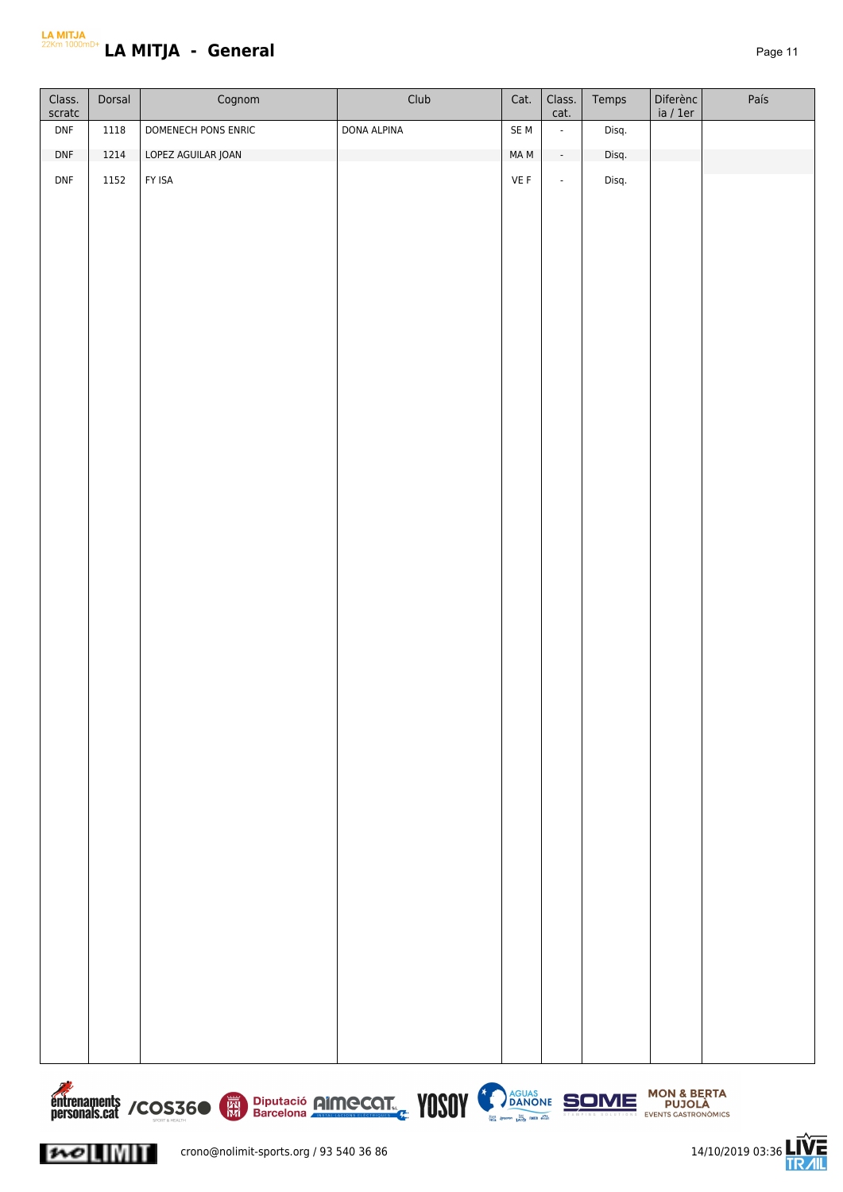# LA MITJA - General

| Class. scratc | Dorsal | Cognom | Club | Cat. | Class. cat. | Temps | Diferència / 1er | País |
|---|---|---|---|---|---|---|---|---|
| DNF | 1118 | DOMENECH PONS ENRIC | DONA ALPINA | SE M | - | Disq. | | |
| DNF | 1214 | LOPEZ AGUILAR JOAN | | MA M | - | Disq. | | |
| DNF | 1152 | FY ISA | | VE F | - | Disq. | | |

crono@nolimit-sports.org / 93 540 36 86

14/10/2019 03:36